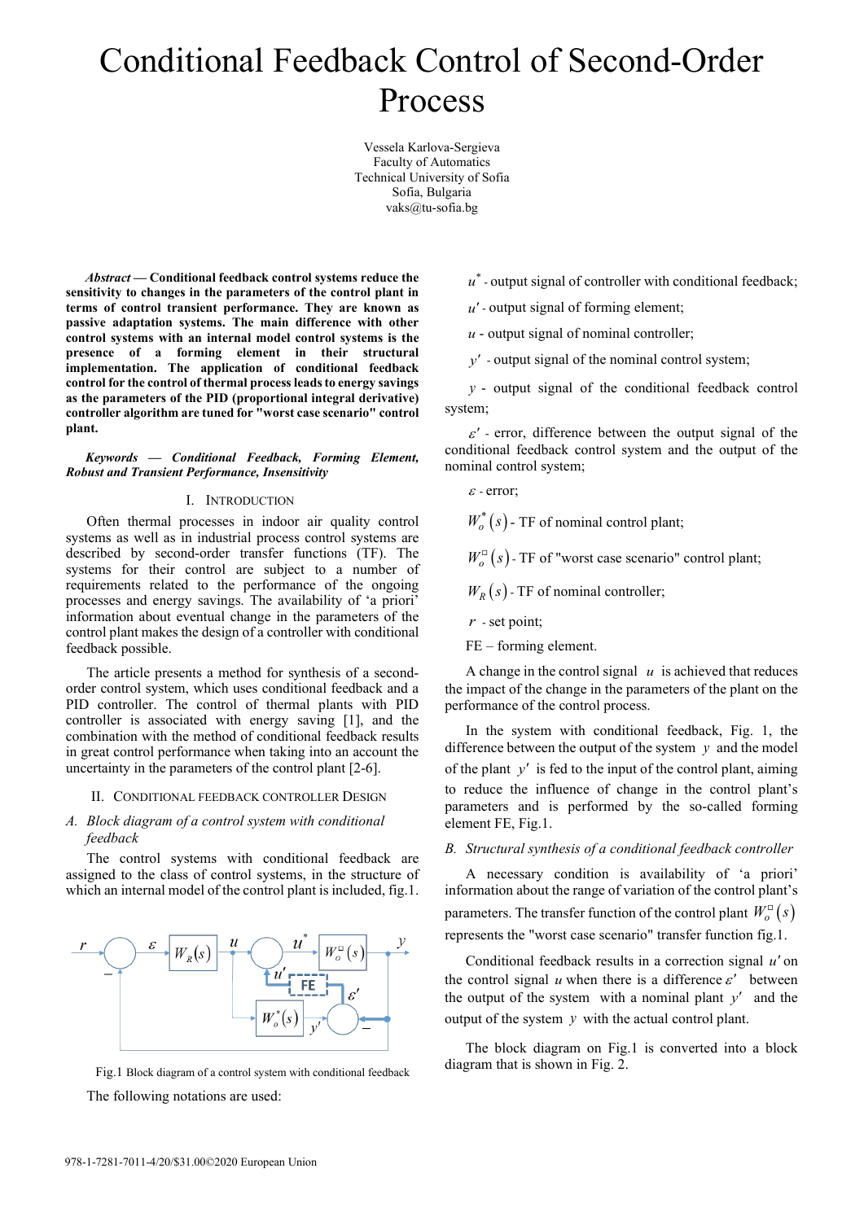# Conditional Feedback Control of Second-Order Process

Vessela Karlova-Sergieva
Faculty of Automatics
Technical University of Sofia
Sofia, Bulgaria
vaks@tu-sofia.bg

***Abstract* — Conditional feedback control systems reduce the sensitivity to changes in the parameters of the control plant in terms of control transient performance. They are known as passive adaptation systems. The main difference with other control systems with an internal model control systems is the presence of a forming element in their structural implementation. The application of conditional feedback control for the control of thermal process leads to energy savings as the parameters of the PID (proportional integral derivative) controller algorithm are tuned for "worst case scenario" control plant.**

***Keywords — Conditional Feedback, Forming Element, Robust and Transient Performance, Insensitivity***

## I. Introduction

Often thermal processes in indoor air quality control systems as well as in industrial process control systems are described by second-order transfer functions (TF). The systems for their control are subject to a number of requirements related to the performance of the ongoing processes and energy savings. The availability of 'a priori' information about eventual change in the parameters of the control plant makes the design of a controller with conditional feedback possible.

The article presents a method for synthesis of a second-order control system, which uses conditional feedback and a PID controller. The control of thermal plants with PID controller is associated with energy saving [1], and the combination with the method of conditional feedback results in great control performance when taking into an account the uncertainty in the parameters of the control plant [2-6].

## II. Conditional Feedback Controller Design

### *A. Block diagram of a control system with conditional feedback*

The control systems with conditional feedback are assigned to the class of control systems, in the structure of which an internal model of the control plant is included, fig.1.

Fig.1 Block diagram of a control system with conditional feedback

The following notations are used:

$u^*$ - output signal of controller with conditional feedback;

$u'$ - output signal of forming element;

$u$ - output signal of nominal controller;

$y'$ - output signal of the nominal control system;

$y$ - output signal of the conditional feedback control system;

$\varepsilon'$ - error, difference between the output signal of the conditional feedback control system and the output of the nominal control system;

$\varepsilon$ - error;

$W_o^*(s)$ - TF of nominal control plant;

$W_o^{\square}(s)$ - TF of "worst case scenario" control plant;

$W_R(s)$ - TF of nominal controller;

$r$ - set point;

FE – forming element.

A change in the control signal $u$ is achieved that reduces the impact of the change in the parameters of the plant on the performance of the control process.

In the system with conditional feedback, Fig. 1, the difference between the output of the system $y$ and the model of the plant $y'$ is fed to the input of the control plant, aiming to reduce the influence of change in the control plant's parameters and is performed by the so-called forming element FE, Fig.1.

### *B. Structural synthesis of a conditional feedback controller*

A necessary condition is availability of 'a priori' information about the range of variation of the control plant's parameters. The transfer function of the control plant $W_o^{\square}(s)$ represents the "worst case scenario" transfer function fig.1.

Conditional feedback results in a correction signal $u'$ on the control signal $u$ when there is a difference $\varepsilon'$ between the output of the system with a nominal plant $y'$ and the output of the system $y$ with the actual control plant.

The block diagram on Fig.1 is converted into a block diagram that is shown in Fig. 2.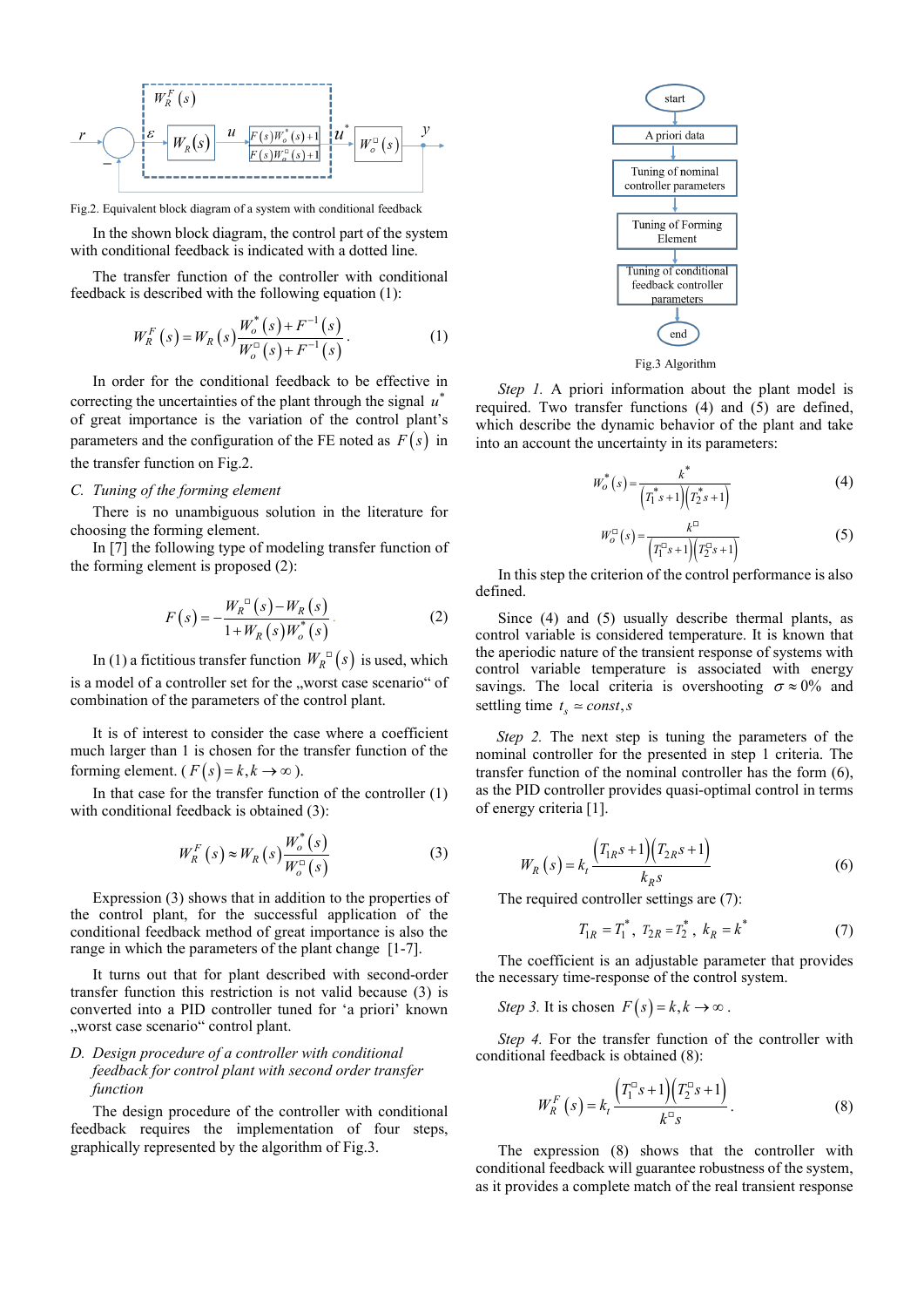Fig.2. Equivalent block diagram of a system with conditional feedback

In the shown block diagram, the control part of the system with conditional feedback is indicated with a dotted line.

The transfer function of the controller with conditional feedback is described with the following equation (1):

$$W_R^F(s) = W_R(s)\frac{W_o^*(s)+F^{-1}(s)}{W_o^{\square}(s)+F^{-1}(s)}. \qquad (1)$$

In order for the conditional feedback to be effective in correcting the uncertainties of the plant through the signal $u^*$ of great importance is the variation of the control plant's parameters and the configuration of the FE noted as $F(s)$ in the transfer function on Fig.2.

*C. Tuning of the forming element*

There is no unambiguous solution in the literature for choosing the forming element.

In [7] the following type of modeling transfer function of the forming element is proposed (2):

$$F(s) = -\frac{W_R^{\square}(s)-W_R(s)}{1+W_R(s)W_o^*(s)} \qquad (2)$$

In (1) a fictitious transfer function $W_R^{\square}(s)$ is used, which is a model of a controller set for the „worst case scenario" of combination of the parameters of the control plant.

It is of interest to consider the case where a coefficient much larger than 1 is chosen for the transfer function of the forming element. ( $F(s)=k, k\rightarrow\infty$ ).

In that case for the transfer function of the controller (1) with conditional feedback is obtained (3):

$$W_R^F(s) \approx W_R(s)\frac{W_o^*(s)}{W_o^{\square}(s)} \qquad (3)$$

Expression (3) shows that in addition to the properties of the control plant, for the successful application of the conditional feedback method of great importance is also the range in which the parameters of the plant change [1-7].

It turns out that for plant described with second-order transfer function this restriction is not valid because (3) is converted into a PID controller tuned for 'a priori' known „worst case scenario" control plant.

*D. Design procedure of a controller with conditional feedback for control plant with second order transfer function*

The design procedure of the controller with conditional feedback requires the implementation of four steps, graphically represented by the algorithm of Fig.3.

Fig.3 Algorithm

*Step 1.* A priori information about the plant model is required. Two transfer functions (4) and (5) are defined, which describe the dynamic behavior of the plant and take into an account the uncertainty in its parameters:

$$W_o^*(s) = \frac{k^*}{(T_1^*s+1)(T_2^*s+1)} \qquad (4)$$

$$W_o^{\square}(s) = \frac{k^{\square}}{(T_1^{\square}s+1)(T_2^{\square}s+1)} \qquad (5)$$

In this step the criterion of the control performance is also defined.

Since (4) and (5) usually describe thermal plants, as control variable is considered temperature. It is known that the aperiodic nature of the transient response of systems with control variable temperature is associated with energy savings. The local criteria is overshooting $\sigma \approx 0\%$ and settling time $t_s \simeq const, s$

*Step 2.* The next step is tuning the parameters of the nominal controller for the presented in step 1 criteria. The transfer function of the nominal controller has the form (6), as the PID controller provides quasi-optimal control in terms of energy criteria [1].

$$W_R(s) = k_t\frac{(T_{1R}s+1)(T_{2R}s+1)}{k_R s} \qquad (6)$$

The required controller settings are (7):

$$T_{1R} = T_1^*,\ T_{2R} = T_2^*,\ k_R = k^* \qquad (7)$$

The coefficient is an adjustable parameter that provides the necessary time-response of the control system.

*Step 3.* It is chosen $F(s)=k, k\rightarrow\infty$.

*Step 4.* For the transfer function of the controller with conditional feedback is obtained (8):

$$W_R^F(s) = k_t\frac{(T_1^{\square}s+1)(T_2^{\square}s+1)}{k^{\square}s}. \qquad (8)$$

The expression (8) shows that the controller with conditional feedback will guarantee robustness of the system, as it provides a complete match of the real transient response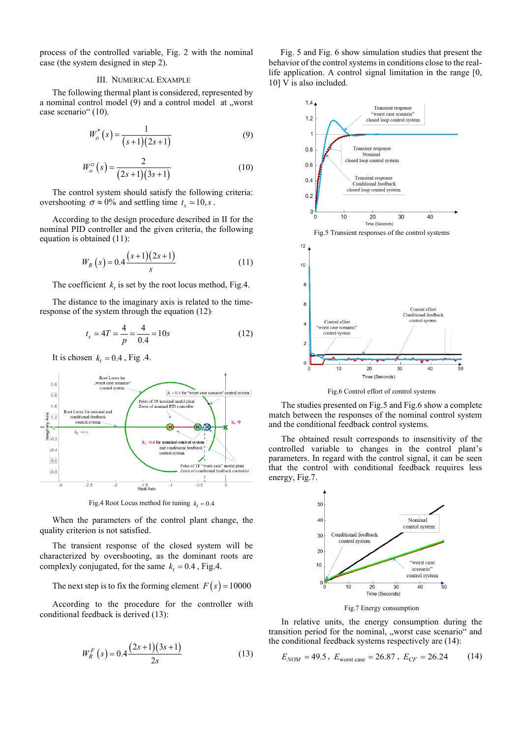process of the controlled variable, Fig. 2 with the nominal case (the system designed in step 2).

## III. Numerical Example

The following thermal plant is considered, represented by a nominal control model (9) and a control model at „worst case scenario" (10).

$$W_o^*(s) = \frac{1}{(s+1)(2s+1)} \tag{9}$$

$$W_o^{\square}(s) = \frac{2}{(2s+1)(3s+1)} \tag{10}$$

The control system should satisfy the following criteria: overshooting $\sigma \approx 0\%$ and settling time $t_s \simeq 10, s$ .

According to the design procedure described in II for the nominal PID controller and the given criteria, the following equation is obtained (11):

$$W_R(s) = 0.4\frac{(s+1)(2s+1)}{s} \tag{11}$$

The coefficient $k_t$ is set by the root locus method, Fig.4.

The distance to the imaginary axis is related to the time-response of the system through the equation (12):

$$t_s \simeq 4T \simeq \frac{4}{p} \simeq \frac{4}{0.4} = 10s \tag{12}$$

It is chosen $k_t = 0.4$ , Fig .4.

Fig.4 Root Locus method for tuning $k_t = 0.4$

When the parameters of the control plant change, the quality criterion is not satisfied.

The transient response of the closed system will be characterized by overshooting, as the dominant roots are complexly conjugated, for the same $k_t = 0.4$ , Fig.4.

The next step is to fix the forming element $F(s) = 10000$

According to the procedure for the controller with conditional feedback is derived (13):

$$W_R^F(s) = 0.4\frac{(2s+1)(3s+1)}{2s} \tag{13}$$

Fig. 5 and Fig. 6 show simulation studies that present the behavior of the control systems in conditions close to the real-life application. A control signal limitation in the range [0, 10] V is also included.

Fig.5 Transient responses of the control systems

Fig.6 Control effort of control systems

The studies presented on Fig.5 and Fig.6 show a complete match between the responses of the nominal control system and the conditional feedback control systems.

The obtained result corresponds to insensitivity of the controlled variable to changes in the control plant's parameters. In regard with the control signal, it can be seen that the control with conditional feedback requires less energy, Fig.7.

Fig.7 Energy consumption

In relative units, the energy consumption during the transition period for the nominal, „worst case scenario" and the conditional feedback systems respectively are (14):

$$E_{NOM} = 49.5,\; E_{\text{worst case}} = 26.87,\; E_{CF} = 26.24 \tag{14}$$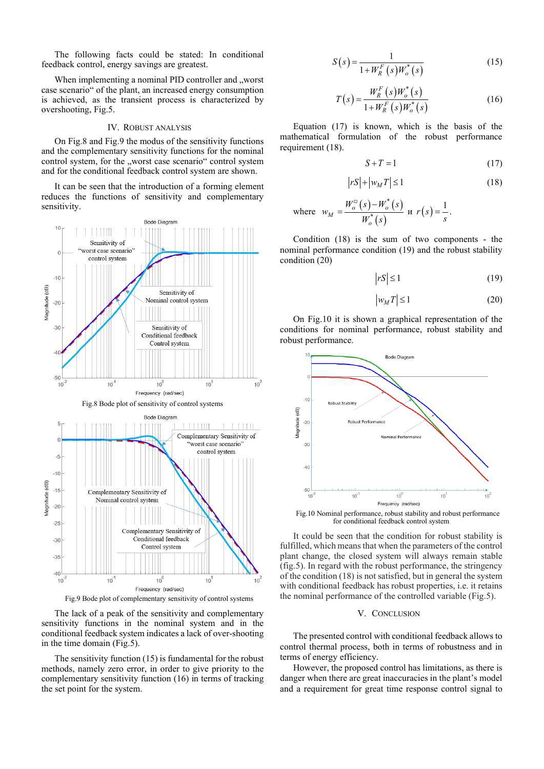The following facts could be stated: In conditional feedback control, energy savings are greatest.

When implementing a nominal PID controller and „worst case scenario" of the plant, an increased energy consumption is achieved, as the transient process is characterized by overshooting, Fig.5.

## IV. Robust Analysis

On Fig.8 and Fig.9 the modus of the sensitivity functions and the complementary sensitivity functions for the nominal control system, for the „worst case scenario" control system and for the conditional feedback control system are shown.

It can be seen that the introduction of a forming element reduces the functions of sensitivity and complementary sensitivity.

Fig.8 Bode plot of sensitivity of control systems

Fig.9 Bode plot of complementary sensitivity of control systems

The lack of a peak of the sensitivity and complementary sensitivity functions in the nominal system and in the conditional feedback system indicates a lack of over-shooting in the time domain (Fig.5).

The sensitivity function (15) is fundamental for the robust methods, namely zero error, in order to give priority to the complementary sensitivity function (16) in terms of tracking the set point for the system.

$$S(s) = \frac{1}{1 + W_R^F(s) W_o^*(s)} \tag{15}$$

$$T(s) = \frac{W_R^F(s) W_o^*(s)}{1 + W_R^F(s) W_o^*(s)} \tag{16}$$

Equation (17) is known, which is the basis of the mathematical formulation of the robust performance requirement (18).

$$S + T = 1 \tag{17}$$

$$|rS| + |w_M T| \le 1 \tag{18}$$

where $w_M = \dfrac{W_o^{\square}(s) - W_o^*(s)}{W_o^*(s)}$ и $r(s) = \dfrac{1}{s}$.

Condition (18) is the sum of two components - the nominal performance condition (19) and the robust stability condition (20)

$$|rS| \le 1 \tag{19}$$

$$|w_M T| \le 1 \tag{20}$$

On Fig.10 it is shown a graphical representation of the conditions for nominal performance, robust stability and robust performance.

Fig.10 Nominal performance, robust stability and robust performance for conditional feedback control system

It could be seen that the condition for robust stability is fulfilled, which means that when the parameters of the control plant change, the closed system will always remain stable (fig.5). In regard with the robust performance, the stringency of the condition (18) is not satisfied, but in general the system with conditional feedback has robust properties, i.e. it retains the nominal performance of the controlled variable (Fig.5).

## V. Conclusion

The presented control with conditional feedback allows to control thermal process, both in terms of robustness and in terms of energy efficiency.

However, the proposed control has limitations, as there is danger when there are great inaccuracies in the plant's model and a requirement for great time response control signal to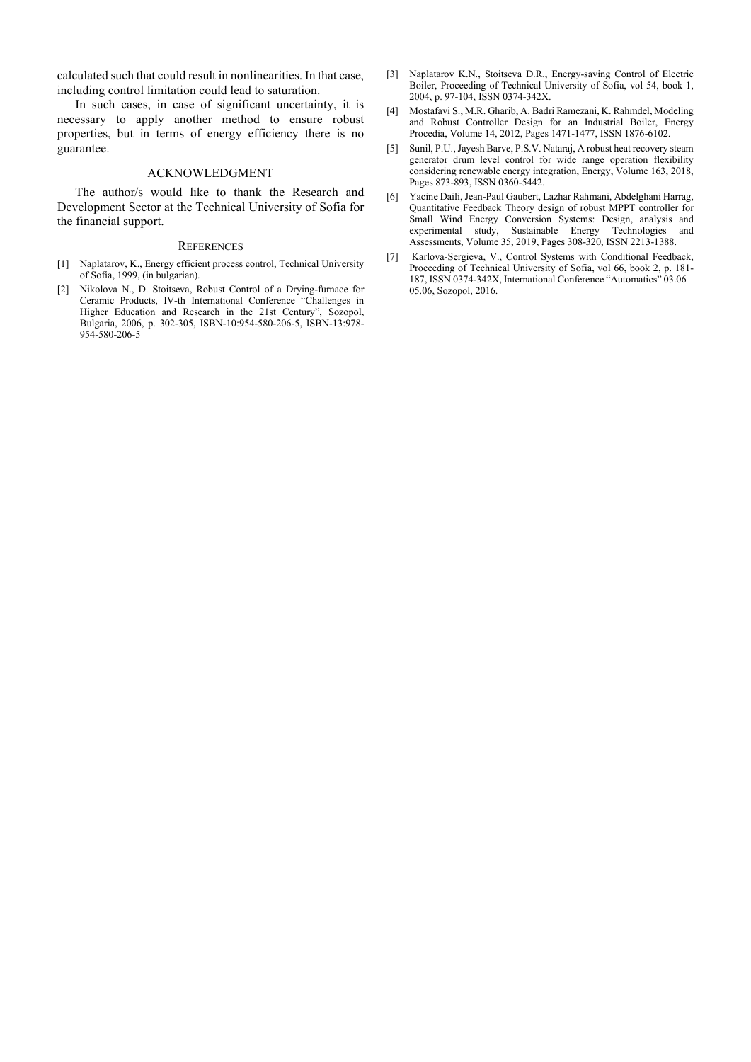calculated such that could result in nonlinearities. In that case, including control limitation could lead to saturation.

In such cases, in case of significant uncertainty, it is necessary to apply another method to ensure robust properties, but in terms of energy efficiency there is no guarantee.

## ACKNOWLEDGMENT

The author/s would like to thank the Research and Development Sector at the Technical University of Sofia for the financial support.

## REFERENCES

[1] Naplatarov, K., Energy efficient process control, Technical University of Sofia, 1999, (in bulgarian).

[2] Nikolova N., D. Stoitseva, Robust Control of a Drying-furnace for Ceramic Products, IV-th International Conference "Challenges in Higher Education and Research in the 21st Century", Sozopol, Bulgaria, 2006, p. 302-305, ISBN-10:954-580-206-5, ISBN-13:978-954-580-206-5

[3] Naplatarov K.N., Stoitseva D.R., Energy-saving Control of Electric Boiler, Proceeding of Technical University of Sofia, vol 54, book 1, 2004, p. 97-104, ISSN 0374-342X.

[4] Mostafavi S., M.R. Gharib, A. Badri Ramezani, K. Rahmdel, Modeling and Robust Controller Design for an Industrial Boiler, Energy Procedia, Volume 14, 2012, Pages 1471-1477, ISSN 1876-6102.

[5] Sunil, P.U., Jayesh Barve, P.S.V. Nataraj, A robust heat recovery steam generator drum level control for wide range operation flexibility considering renewable energy integration, Energy, Volume 163, 2018, Pages 873-893, ISSN 0360-5442.

[6] Yacine Daili, Jean-Paul Gaubert, Lazhar Rahmani, Abdelghani Harrag, Quantitative Feedback Theory design of robust MPPT controller for Small Wind Energy Conversion Systems: Design, analysis and experimental study, Sustainable Energy Technologies and Assessments, Volume 35, 2019, Pages 308-320, ISSN 2213-1388.

[7] Karlova-Sergieva, V., Control Systems with Conditional Feedback, Proceeding of Technical University of Sofia, vol 66, book 2, p. 181-187, ISSN 0374-342X, International Conference "Automatics" 03.06 – 05.06, Sozopol, 2016.